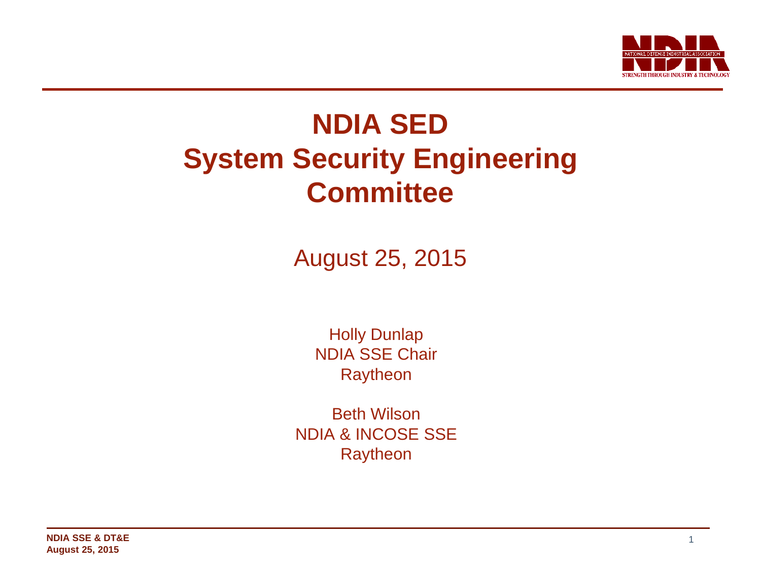# NDIA SED
# System Security Engineering Committee

August 25, 2015

Holly Dunlap
NDIA SSE Chair
Raytheon

Beth Wilson
NDIA & INCOSE SSE
Raytheon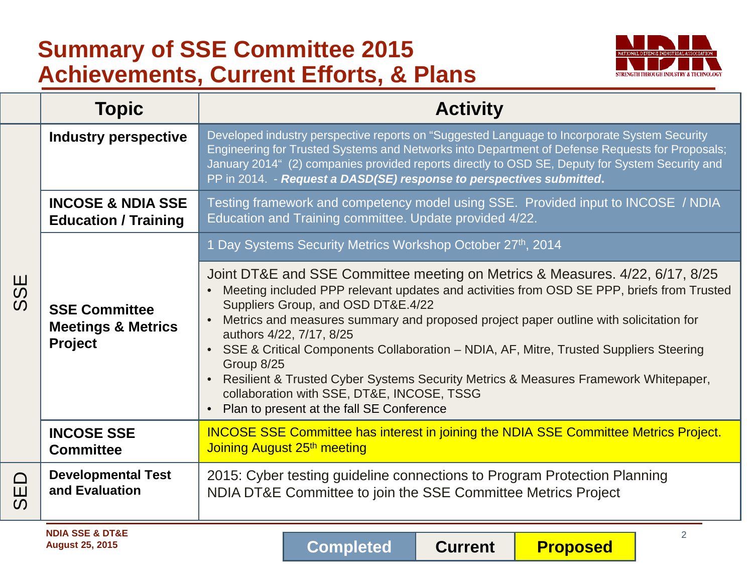# Summary of SSE Committee 2015 Achievements, Current Efforts, & Plans

| | Topic | Activity |
|---|---|---|
| SSE | **Industry perspective** | Developed industry perspective reports on "Suggested Language to Incorporate System Security Engineering for Trusted Systems and Networks into Department of Defense Requests for Proposals; January 2014" (2) companies provided reports directly to OSD SE, Deputy for System Security and PP in 2014. - ***Request a DASD(SE) response to perspectives submitted*****.** |
| | **INCOSE & NDIA SSE Education / Training** | Testing framework and competency model using SSE. Provided input to INCOSE / NDIA Education and Training committee. Update provided 4/22. |
| | **SSE Committee Meetings & Metrics Project** | 1 Day Systems Security Metrics Workshop October 27th, 2014 |
| | | Joint DT&E and SSE Committee meeting on Metrics & Measures. 4/22, 6/17, 8/25<br>• Meeting included PPP relevant updates and activities from OSD SE PPP, briefs from Trusted Suppliers Group, and OSD DT&E.4/22<br>• Metrics and measures summary and proposed project paper outline with solicitation for authors 4/22, 7/17, 8/25<br>• SSE & Critical Components Collaboration – NDIA, AF, Mitre, Trusted Suppliers Steering Group 8/25<br>• Resilient & Trusted Cyber Systems Security Metrics & Measures Framework Whitepaper, collaboration with SSE, DT&E, INCOSE, TSSG<br>• Plan to present at the fall SE Conference |
| | **INCOSE SSE Committee** | INCOSE SSE Committee has interest in joining the NDIA SSE Committee Metrics Project. Joining August 25th meeting |
| SED | **Developmental Test and Evaluation** | 2015: Cyber testing guideline connections to Program Protection Planning<br>NDIA DT&E Committee to join the SSE Committee Metrics Project |

Legend: Completed | Current | Proposed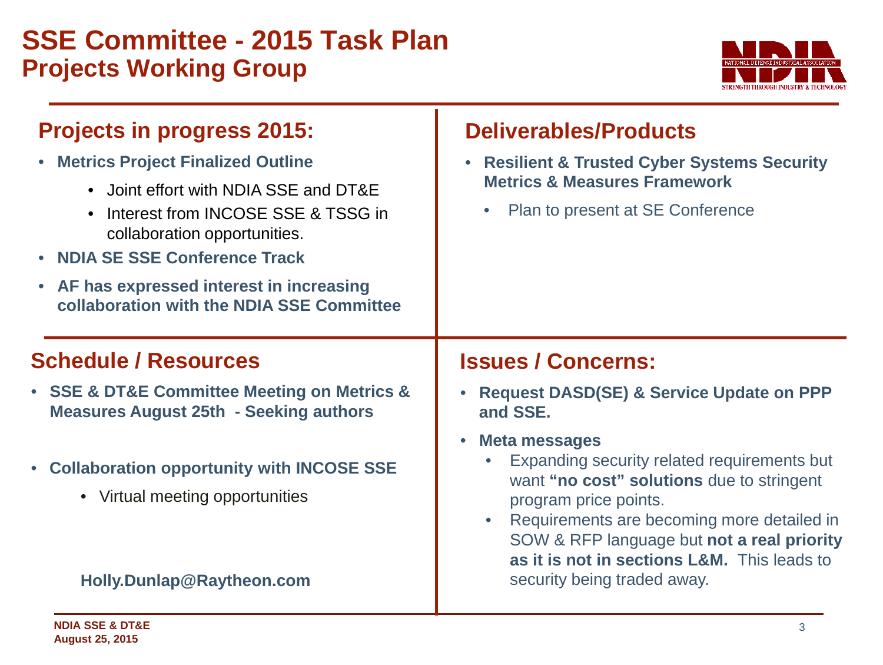# SSE Committee - 2015 Task Plan
## Projects Working Group

### Projects in progress 2015:

- **Metrics Project Finalized Outline**
  - Joint effort with NDIA SSE and DT&E
  - Interest from INCOSE SSE & TSSG in collaboration opportunities.
- **NDIA SE SSE Conference Track**
- **AF has expressed interest in increasing collaboration with the NDIA SSE Committee**

### Deliverables/Products

- **Resilient & Trusted Cyber Systems Security Metrics & Measures Framework**
  - Plan to present at SE Conference

### Schedule / Resources

- **SSE & DT&E Committee Meeting on Metrics & Measures August 25th - Seeking authors**
- **Collaboration opportunity with INCOSE SSE**
  - Virtual meeting opportunities

**Holly.Dunlap@Raytheon.com**

### Issues / Concerns:

- **Request DASD(SE) & Service Update on PPP and SSE.**
- **Meta messages**
  - Expanding security related requirements but want **"no cost" solutions** due to stringent program price points.
  - Requirements are becoming more detailed in SOW & RFP language but **not a real priority as it is not in sections L&M.** This leads to security being traded away.

NDIA SSE & DT&E
August 25, 2015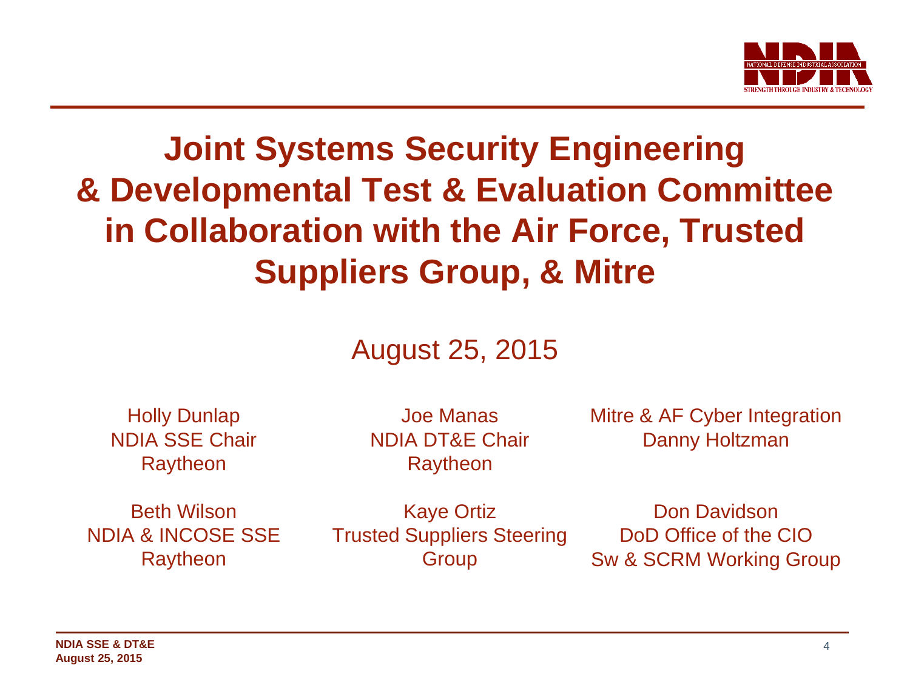# Joint Systems Security Engineering & Developmental Test & Evaluation Committee in Collaboration with the Air Force, Trusted Suppliers Group, & Mitre

August 25, 2015

Holly Dunlap
NDIA SSE Chair
Raytheon

Joe Manas
NDIA DT&E Chair
Raytheon

Mitre & AF Cyber Integration
Danny Holtzman

Beth Wilson
NDIA & INCOSE SSE
Raytheon

Kaye Ortiz
Trusted Suppliers Steering Group

Don Davidson
DoD Office of the CIO
Sw & SCRM Working Group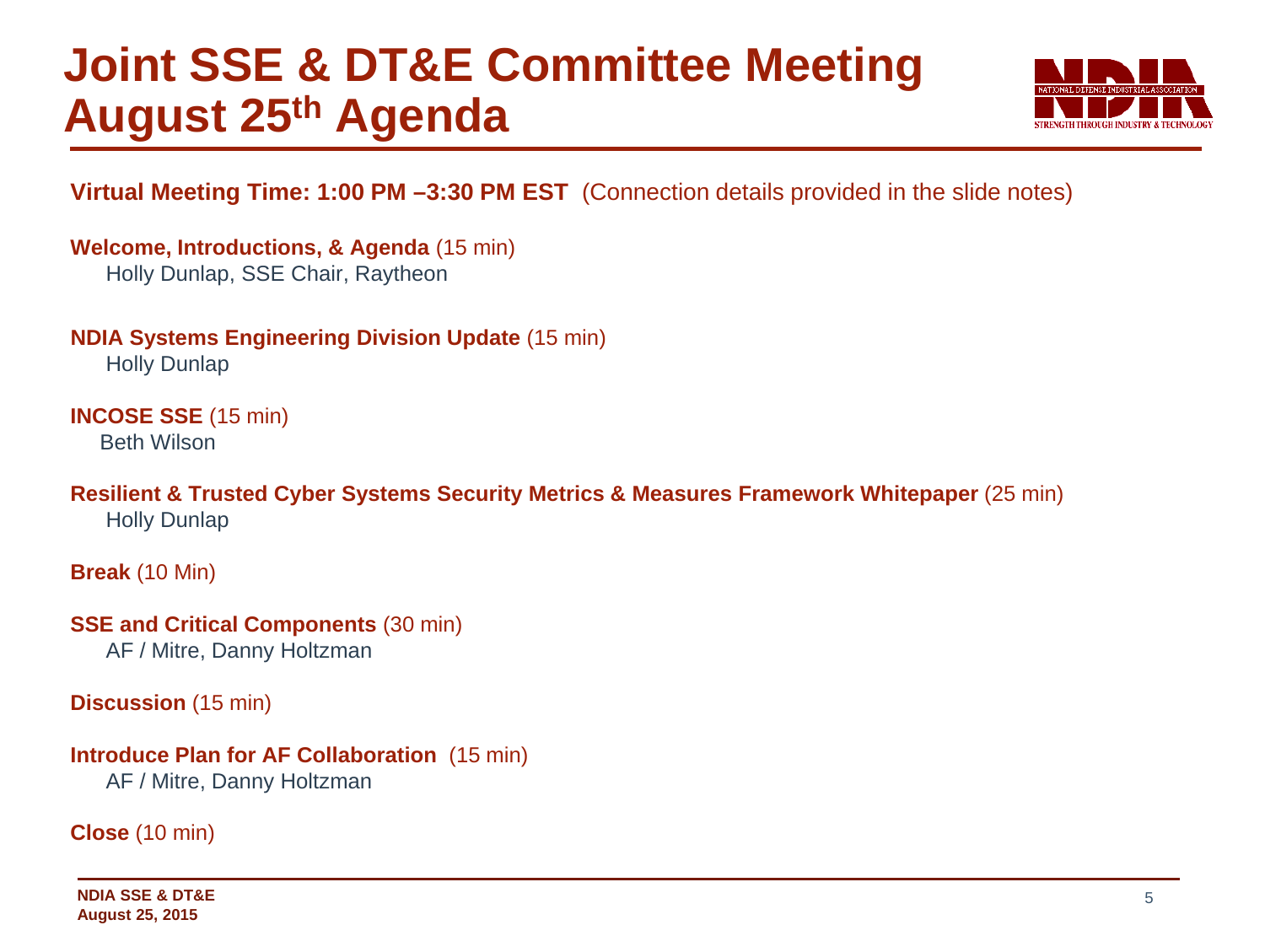# Joint SSE & DT&E Committee Meeting August 25th Agenda

**Virtual Meeting Time: 1:00 PM –3:30 PM EST** (Connection details provided in the slide notes)

**Welcome, Introductions, & Agenda** (15 min)
Holly Dunlap, SSE Chair, Raytheon

**NDIA Systems Engineering Division Update** (15 min)
Holly Dunlap

**INCOSE SSE** (15 min)
Beth Wilson

**Resilient & Trusted Cyber Systems Security Metrics & Measures Framework Whitepaper** (25 min)
Holly Dunlap

**Break** (10 Min)

**SSE and Critical Components** (30 min)
AF / Mitre, Danny Holtzman

**Discussion** (15 min)

**Introduce Plan for AF Collaboration** (15 min)
AF / Mitre, Danny Holtzman

**Close** (10 min)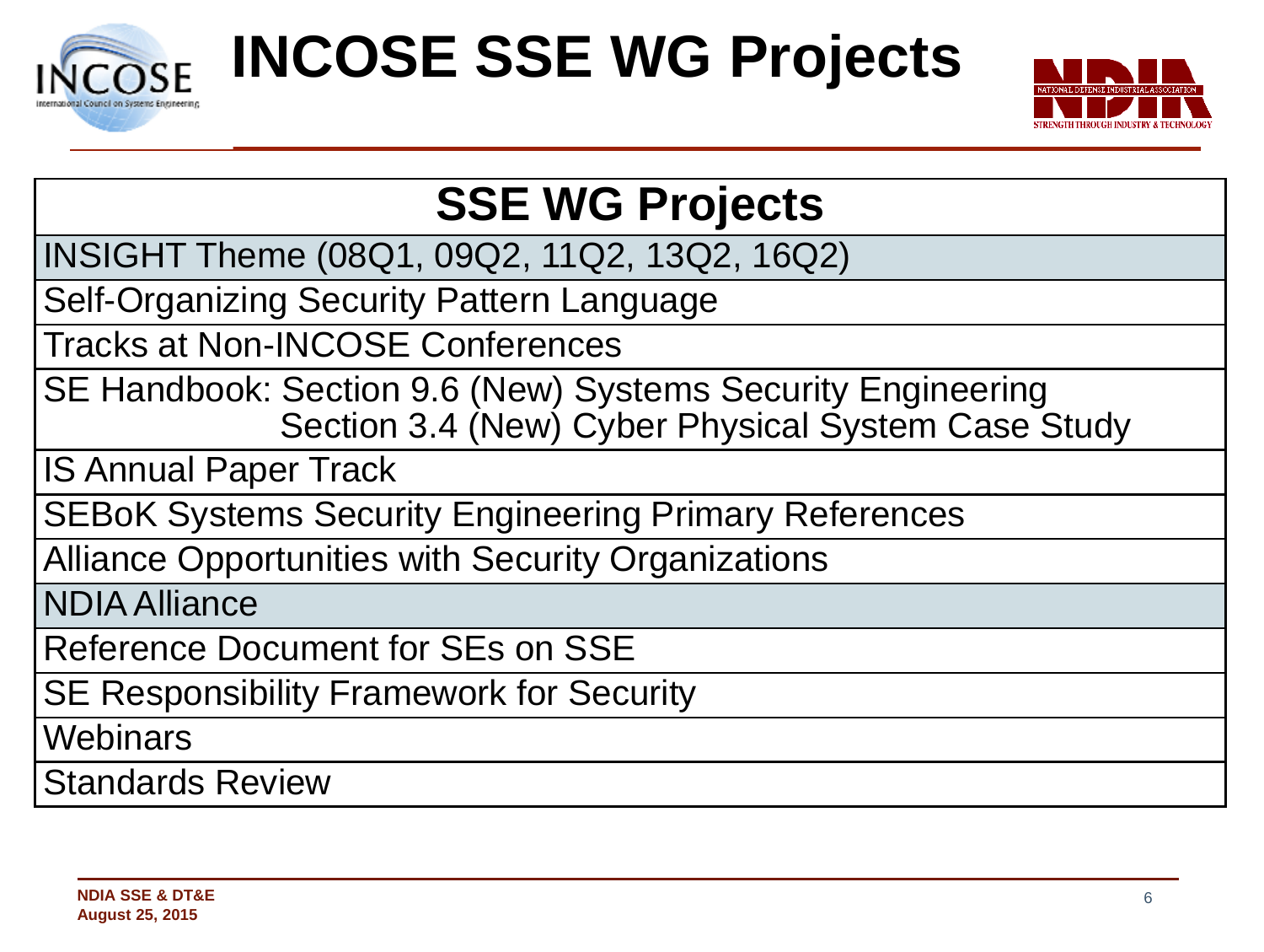# INCOSE SSE WG Projects

| SSE WG Projects |
|---|
| INSIGHT Theme (08Q1, 09Q2, 11Q2, 13Q2, 16Q2) |
| Self-Organizing Security Pattern Language |
| Tracks at Non-INCOSE Conferences |
| SE Handbook: Section 9.6 (New) Systems Security Engineering<br>Section 3.4 (New) Cyber Physical System Case Study |
| IS Annual Paper Track |
| SEBoK Systems Security Engineering Primary References |
| Alliance Opportunities with Security Organizations |
| NDIA Alliance |
| Reference Document for SEs on SSE |
| SE Responsibility Framework for Security |
| Webinars |
| Standards Review |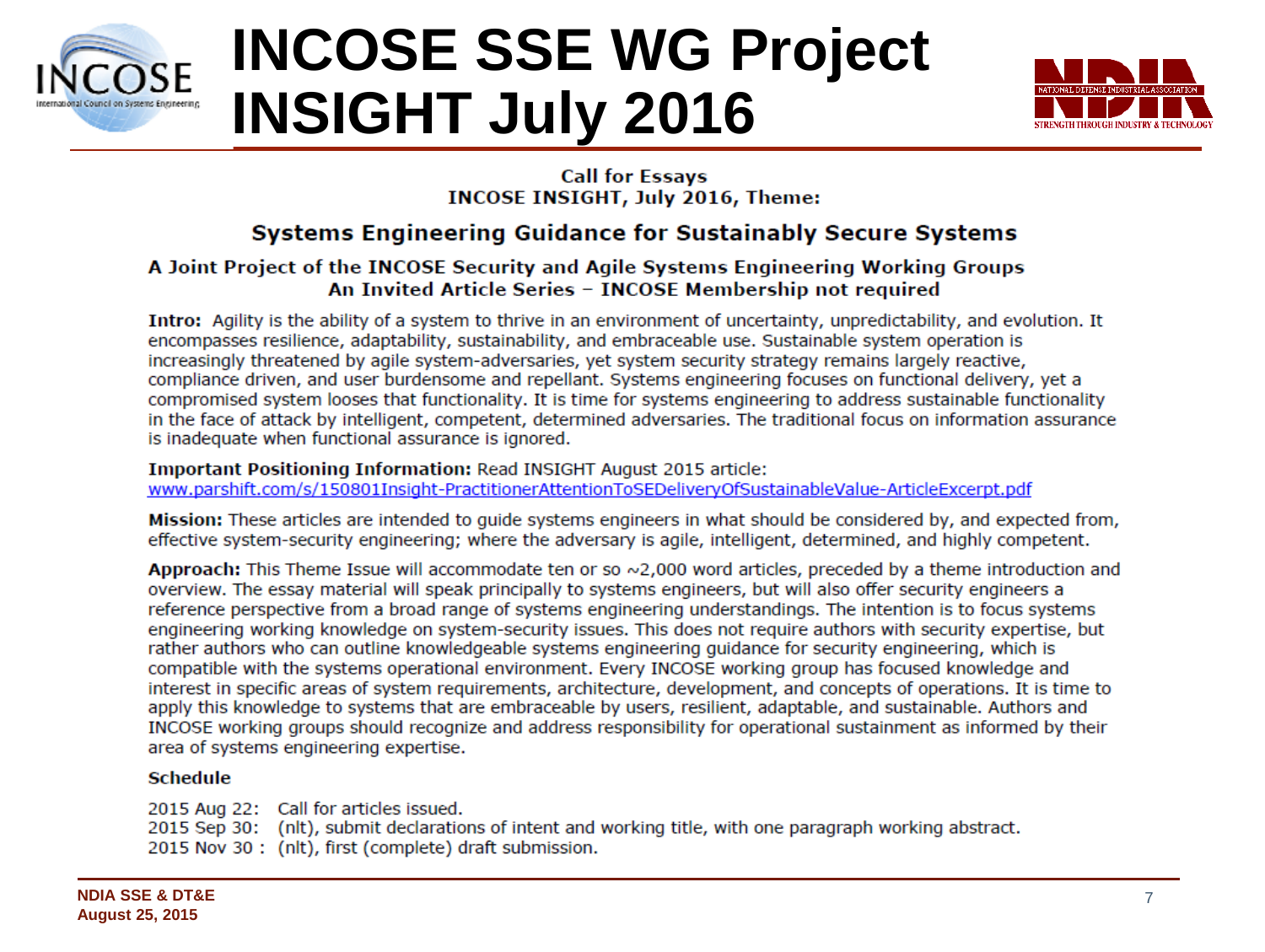# INCOSE SSE WG Project INSIGHT July 2016

**Call for Essays**
**INCOSE INSIGHT, July 2016, Theme:**

## Systems Engineering Guidance for Sustainably Secure Systems

**A Joint Project of the INCOSE Security and Agile Systems Engineering Working Groups**
**An Invited Article Series – INCOSE Membership not required**

**Intro:** Agility is the ability of a system to thrive in an environment of uncertainty, unpredictability, and evolution. It encompasses resilience, adaptability, sustainability, and embraceable use. Sustainable system operation is increasingly threatened by agile system-adversaries, yet system security strategy remains largely reactive, compliance driven, and user burdensome and repellant. Systems engineering focuses on functional delivery, yet a compromised system looses that functionality. It is time for systems engineering to address sustainable functionality in the face of attack by intelligent, competent, determined adversaries. The traditional focus on information assurance is inadequate when functional assurance is ignored.

**Important Positioning Information:** Read INSIGHT August 2015 article:
www.parshift.com/s/150801Insight-PractitionerAttentionToSEDeliveryOfSustainableValue-ArticleExcerpt.pdf

**Mission:** These articles are intended to guide systems engineers in what should be considered by, and expected from, effective system-security engineering; where the adversary is agile, intelligent, determined, and highly competent.

**Approach:** This Theme Issue will accommodate ten or so ~2,000 word articles, preceded by a theme introduction and overview. The essay material will speak principally to systems engineers, but will also offer security engineers a reference perspective from a broad range of systems engineering understandings. The intention is to focus systems engineering working knowledge on system-security issues. This does not require authors with security expertise, but rather authors who can outline knowledgeable systems engineering guidance for security engineering, which is compatible with the systems operational environment. Every INCOSE working group has focused knowledge and interest in specific areas of system requirements, architecture, development, and concepts of operations. It is time to apply this knowledge to systems that are embraceable by users, resilient, adaptable, and sustainable. Authors and INCOSE working groups should recognize and address responsibility for operational sustainment as informed by their area of systems engineering expertise.

**Schedule**

2015 Aug 22: Call for articles issued.
2015 Sep 30: (nlt), submit declarations of intent and working title, with one paragraph working abstract.
2015 Nov 30 : (nlt), first (complete) draft submission.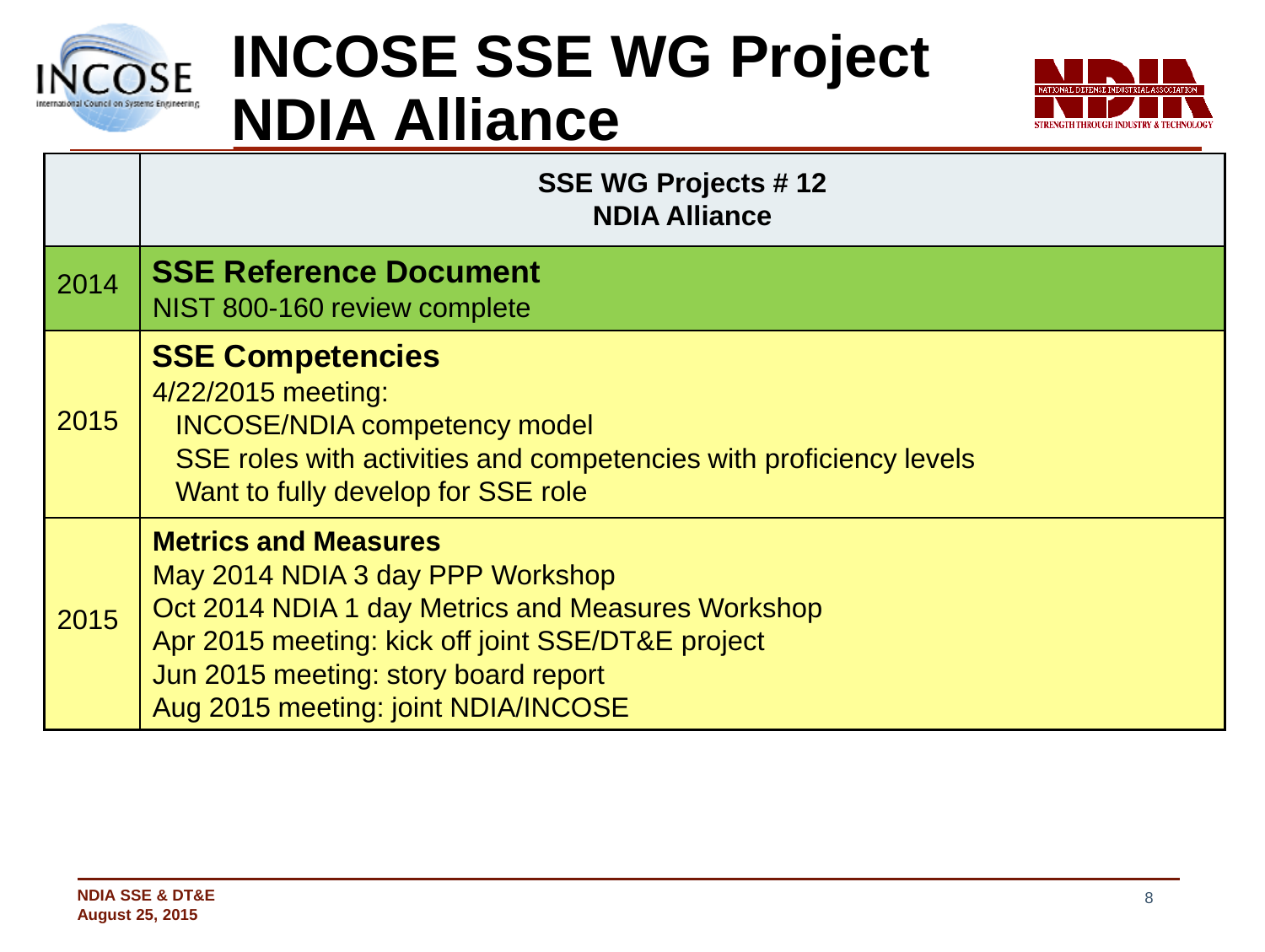# INCOSE SSE WG Project NDIA Alliance

| | SSE WG Projects # 12<br>NDIA Alliance |
|---|---|
| 2014 | **SSE Reference Document**<br>NIST 800-160 review complete |
| 2015 | **SSE Competencies**<br>4/22/2015 meeting:<br>INCOSE/NDIA competency model<br>SSE roles with activities and competencies with proficiency levels<br>Want to fully develop for SSE role |
| 2015 | **Metrics and Measures**<br>May 2014 NDIA 3 day PPP Workshop<br>Oct 2014 NDIA 1 day Metrics and Measures Workshop<br>Apr 2015 meeting: kick off joint SSE/DT&E project<br>Jun 2015 meeting: story board report<br>Aug 2015 meeting: joint NDIA/INCOSE |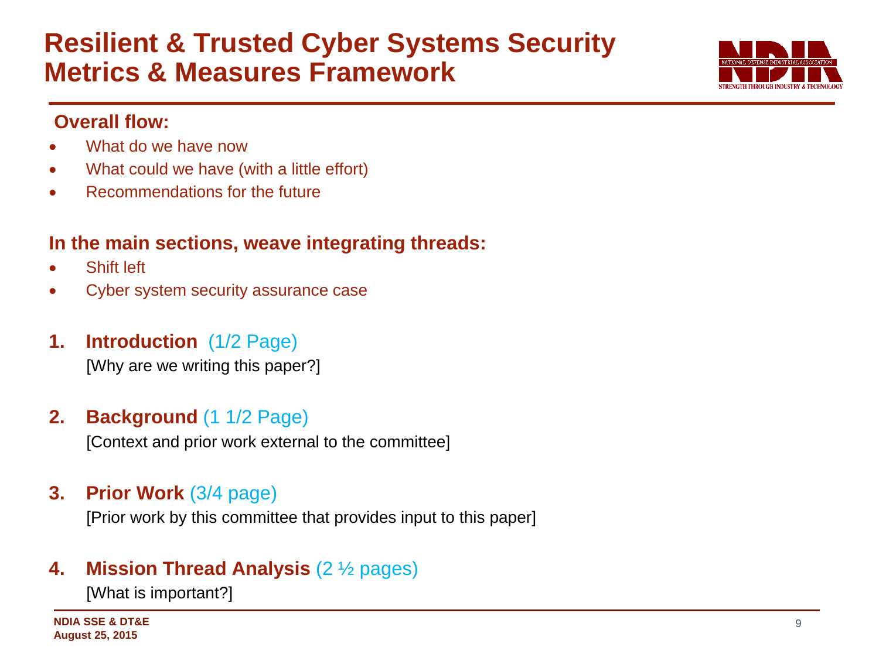# Resilient & Trusted Cyber Systems Security Metrics & Measures Framework

**Overall flow:**

- What do we have now
- What could we have (with a little effort)
- Recommendations for the future

**In the main sections, weave integrating threads:**

- Shift left
- Cyber system security assurance case

1. **Introduction** (1/2 Page)

   [Why are we writing this paper?]

2. **Background** (1 1/2 Page)

   [Context and prior work external to the committee]

3. **Prior Work** (3/4 page)

   [Prior work by this committee that provides input to this paper]

4. **Mission Thread Analysis** (2 ½ pages)

   [What is important?]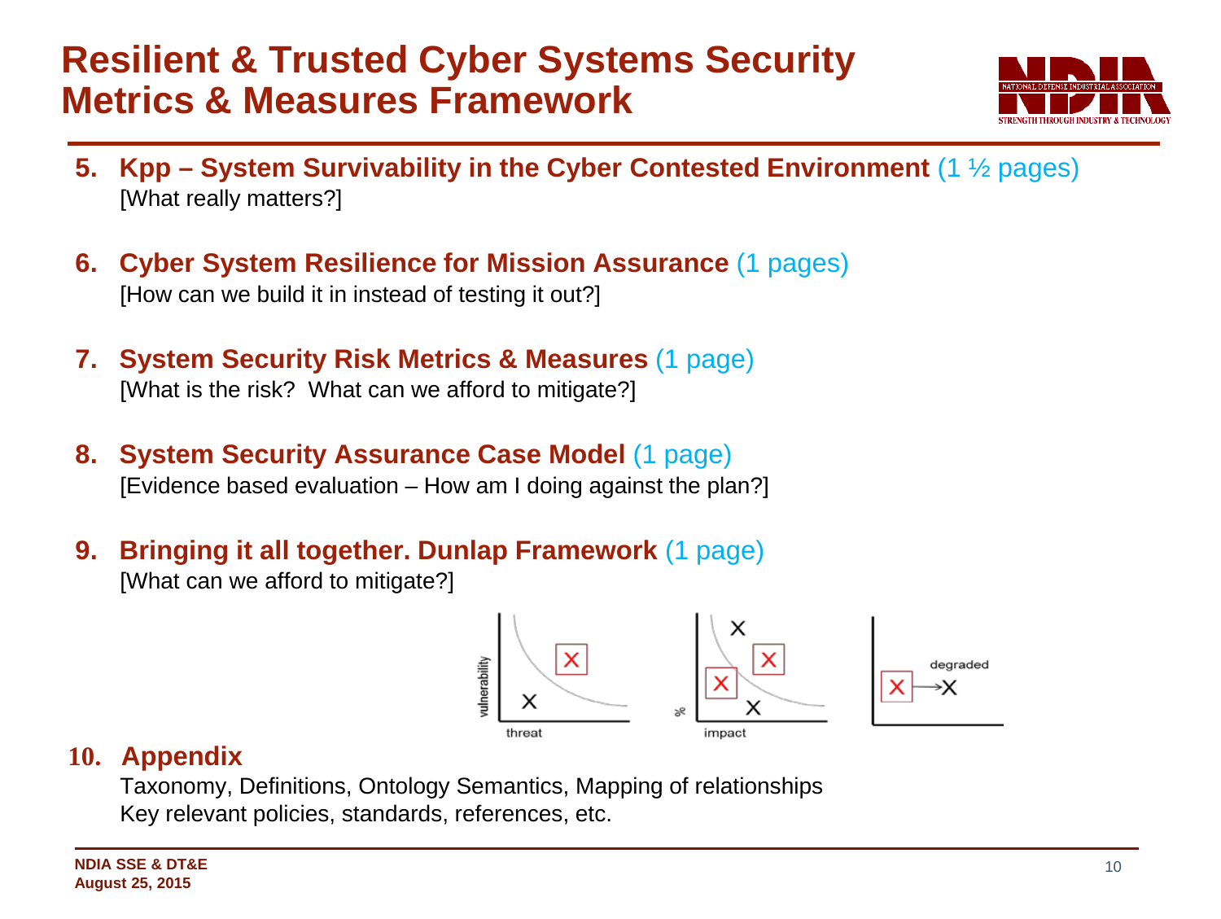# Resilient & Trusted Cyber Systems Security Metrics & Measures Framework

5. **Kpp – System Survivability in the Cyber Contested Environment** (1 ½ pages)
   [What really matters?]

6. **Cyber System Resilience for Mission Assurance** (1 pages)
   [How can we build it in instead of testing it out?]

7. **System Security Risk Metrics & Measures** (1 page)
   [What is the risk? What can we afford to mitigate?]

8. **System Security Assurance Case Model** (1 page)
   [Evidence based evaluation – How am I doing against the plan?]

9. **Bringing it all together. Dunlap Framework** (1 page)
   [What can we afford to mitigate?]

vulnerability
threat

%
impact

degraded

10. **Appendix**
    Taxonomy, Definitions, Ontology Semantics, Mapping of relationships
    Key relevant policies, standards, references, etc.

NDIA SSE & DT&E
August 25, 2015